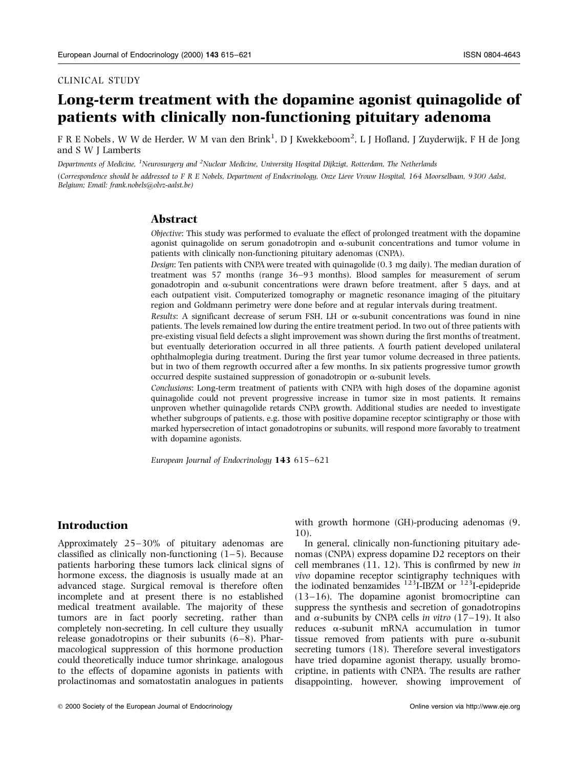CLINICAL STUDY

# Long-term treatment with the dopamine agonist quinagolide of patients with clinically non-functioning pituitary adenoma

F R E Nobels, W W de Herder, W M van den Brink[1], D J Kwekkeboom[2], L J Hofland, J Zuyderwijk, F H de Jong and S W J Lamberts

*Departments of Medicine, [1]Neurosurgery and [2]Nuclear Medicine, University Hospital Dijkzigt, Rotterdam, The Netherlands*

*(Correspondence should be addressed to F R E Nobels, Department of Endocrinology, Onze Lieve Vrouw Hospital, 164 Moorselbaan, 9300 Aalst, Belgium; Email: frank.nobels@olvz-aalst.be)*

## Abstract

*Objective*: This study was performed to evaluate the effect of prolonged treatment with the dopamine agonist quinagolide on serum gonadotropin and α-subunit concentrations and tumor volume in patients with clinically non-functioning pituitary adenomas (CNPA).

*Design*: Ten patients with CNPA were treated with quinagolide (0.3 mg daily). The median duration of treatment was 57 months (range 36–93 months). Blood samples for measurement of serum gonadotropin and α-subunit concentrations were drawn before treatment, after 5 days, and at each outpatient visit. Computerized tomography or magnetic resonance imaging of the pituitary region and Goldmann perimetry were done before and at regular intervals during treatment.

*Results*: A significant decrease of serum FSH, LH or α-subunit concentrations was found in nine patients. The levels remained low during the entire treatment period. In two out of three patients with pre-existing visual field defects a slight improvement was shown during the first months of treatment, but eventually deterioration occurred in all three patients. A fourth patient developed unilateral ophthalmoplegia during treatment. During the first year tumor volume decreased in three patients, but in two of them regrowth occurred after a few months. In six patients progressive tumor growth occurred despite sustained suppression of gonadotropin or α-subunit levels.

*Conclusions*: Long-term treatment of patients with CNPA with high doses of the dopamine agonist quinagolide could not prevent progressive increase in tumor size in most patients. It remains unproven whether quinagolide retards CNPA growth. Additional studies are needed to investigate whether subgroups of patients, e.g. those with positive dopamine receptor scintigraphy or those with marked hypersecretion of intact gonadotropins or subunits, will respond more favorably to treatment with dopamine agonists.

*European Journal of Endocrinology* **143** 615–621

## Introduction

Approximately 25–30% of pituitary adenomas are classified as clinically non-functioning (1–5). Because patients harboring these tumors lack clinical signs of hormone excess, the diagnosis is usually made at an advanced stage. Surgical removal is therefore often incomplete and at present there is no established medical treatment available. The majority of these tumors are in fact poorly secreting, rather than completely non-secreting. In cell culture they usually release gonadotropins or their subunits (6–8). Pharmacological suppression of this hormone production could theoretically induce tumor shrinkage, analogous to the effects of dopamine agonists in patients with prolactinomas and somatostatin analogues in patients with growth hormone (GH)-producing adenomas (9, 10).

In general, clinically non-functioning pituitary adenomas (CNPA) express dopamine D2 receptors on their cell membranes (11, 12). This is confirmed by new *in vivo* dopamine receptor scintigraphy techniques with the iodinated benzamides $^{123}$I-IBZM or $^{123}$I-epidepride (13–16). The dopamine agonist bromocriptine can suppress the synthesis and secretion of gonadotropins and α-subunits by CNPA cells *in vitro* (17–19). It also reduces α-subunit mRNA accumulation in tumor tissue removed from patients with pure α-subunit secreting tumors (18). Therefore several investigators have tried dopamine agonist therapy, usually bromocriptine, in patients with CNPA. The results are rather disappointing, however, showing improvement of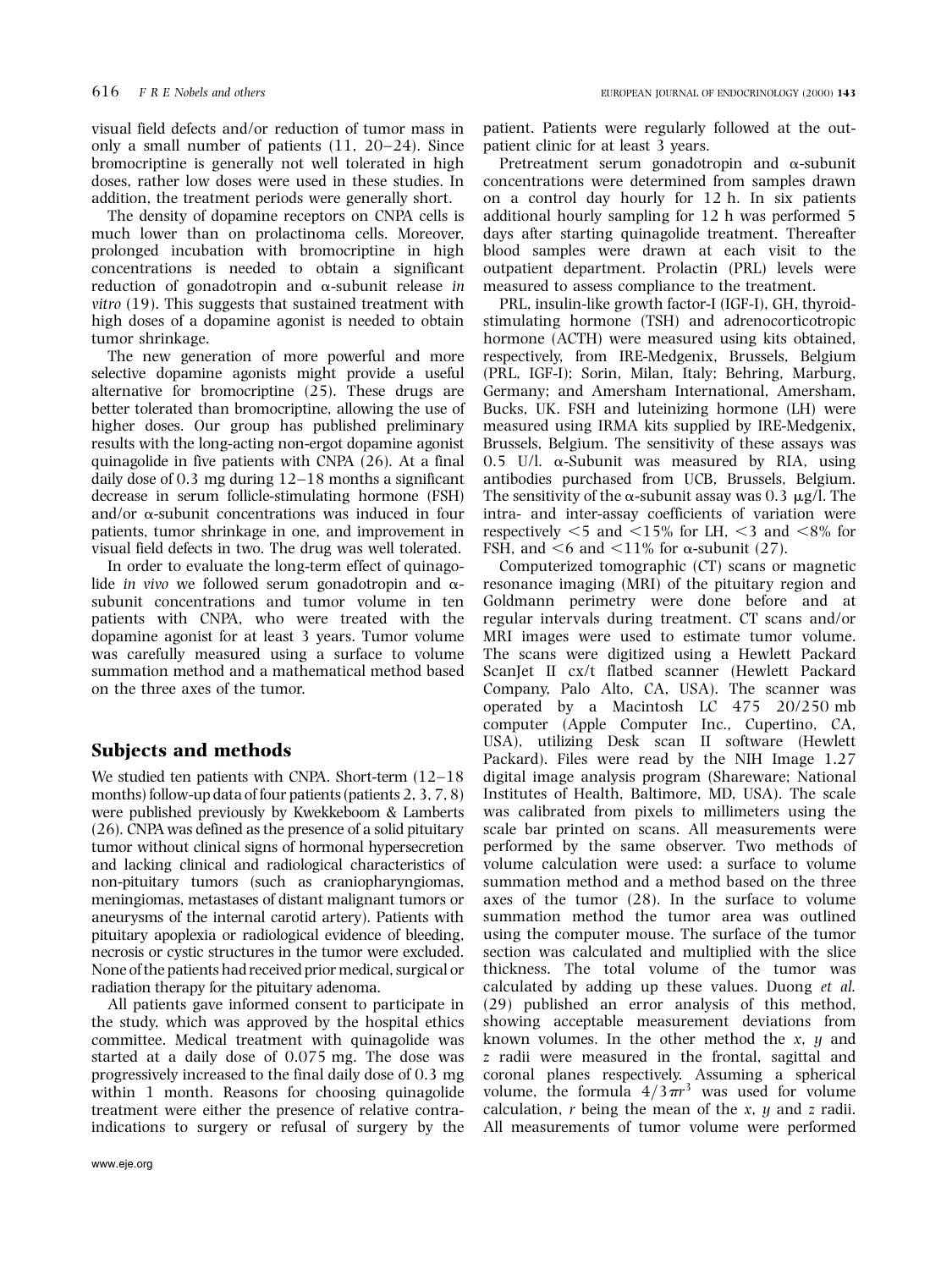visual field defects and/or reduction of tumor mass in only a small number of patients (11, 20–24). Since bromocriptine is generally not well tolerated in high doses, rather low doses were used in these studies. In addition, the treatment periods were generally short.

The density of dopamine receptors on CNPA cells is much lower than on prolactinoma cells. Moreover, prolonged incubation with bromocriptine in high concentrations is needed to obtain a significant reduction of gonadotropin and α-subunit release *in vitro* (19). This suggests that sustained treatment with high doses of a dopamine agonist is needed to obtain tumor shrinkage.

The new generation of more powerful and more selective dopamine agonists might provide a useful alternative for bromocriptine (25). These drugs are better tolerated than bromocriptine, allowing the use of higher doses. Our group has published preliminary results with the long-acting non-ergot dopamine agonist quinagolide in five patients with CNPA (26). At a final daily dose of 0.3 mg during 12–18 months a significant decrease in serum follicle-stimulating hormone (FSH) and/or α-subunit concentrations was induced in four patients, tumor shrinkage in one, and improvement in visual field defects in two. The drug was well tolerated.

In order to evaluate the long-term effect of quinagolide *in vivo* we followed serum gonadotropin and α-subunit concentrations and tumor volume in ten patients with CNPA, who were treated with the dopamine agonist for at least 3 years. Tumor volume was carefully measured using a surface to volume summation method and a mathematical method based on the three axes of the tumor.

## Subjects and methods

We studied ten patients with CNPA. Short-term (12–18 months) follow-up data of four patients (patients 2, 3, 7, 8) were published previously by Kwekkeboom & Lamberts (26). CNPA was defined as the presence of a solid pituitary tumor without clinical signs of hormonal hypersecretion and lacking clinical and radiological characteristics of non-pituitary tumors (such as craniopharyngiomas, meningiomas, metastases of distant malignant tumors or aneurysms of the internal carotid artery). Patients with pituitary apoplexia or radiological evidence of bleeding, necrosis or cystic structures in the tumor were excluded. None of the patients had received prior medical, surgical or radiation therapy for the pituitary adenoma.

All patients gave informed consent to participate in the study, which was approved by the hospital ethics committee. Medical treatment with quinagolide was started at a daily dose of 0.075 mg. The dose was progressively increased to the final daily dose of 0.3 mg within 1 month. Reasons for choosing quinagolide treatment were either the presence of relative contraindications to surgery or refusal of surgery by the patient. Patients were regularly followed at the outpatient clinic for at least 3 years.

Pretreatment serum gonadotropin and α-subunit concentrations were determined from samples drawn on a control day hourly for 12 h. In six patients additional hourly sampling for 12 h was performed 5 days after starting quinagolide treatment. Thereafter blood samples were drawn at each visit to the outpatient department. Prolactin (PRL) levels were measured to assess compliance to the treatment.

PRL, insulin-like growth factor-I (IGF-I), GH, thyroid-stimulating hormone (TSH) and adrenocorticotropic hormone (ACTH) were measured using kits obtained, respectively, from IRE-Medgenix, Brussels, Belgium (PRL, IGF-I); Sorin, Milan, Italy; Behring, Marburg, Germany; and Amersham International, Amersham, Bucks, UK. FSH and luteinizing hormone (LH) were measured using IRMA kits supplied by IRE-Medgenix, Brussels, Belgium. The sensitivity of these assays was 0.5 U/l. α-Subunit was measured by RIA, using antibodies purchased from UCB, Brussels, Belgium. The sensitivity of the α-subunit assay was 0.3 μg/l. The intra- and inter-assay coefficients of variation were respectively <5 and <15% for LH, <3 and <8% for FSH, and <6 and <11% for α-subunit (27).

Computerized tomographic (CT) scans or magnetic resonance imaging (MRI) of the pituitary region and Goldmann perimetry were done before and at regular intervals during treatment. CT scans and/or MRI images were used to estimate tumor volume. The scans were digitized using a Hewlett Packard ScanJet II cx/t flatbed scanner (Hewlett Packard Company, Palo Alto, CA, USA). The scanner was operated by a Macintosh LC 475 20/250 mb computer (Apple Computer Inc., Cupertino, CA, USA), utilizing Desk scan II software (Hewlett Packard). Files were read by the NIH Image 1.27 digital image analysis program (Shareware; National Institutes of Health, Baltimore, MD, USA). The scale was calibrated from pixels to millimeters using the scale bar printed on scans. All measurements were performed by the same observer. Two methods of volume calculation were used: a surface to volume summation method and a method based on the three axes of the tumor (28). In the surface to volume summation method the tumor area was outlined using the computer mouse. The surface of the tumor section was calculated and multiplied with the slice thickness. The total volume of the tumor was calculated by adding up these values. Duong *et al.* (29) published an error analysis of this method, showing acceptable measurement deviations from known volumes. In the other method the $x$, $y$ and $z$ radii were measured in the frontal, sagittal and coronal planes respectively. Assuming a spherical volume, the formula $4/3\pi r^3$ was used for volume calculation, $r$ being the mean of the $x$, $y$ and $z$ radii. All measurements of tumor volume were performed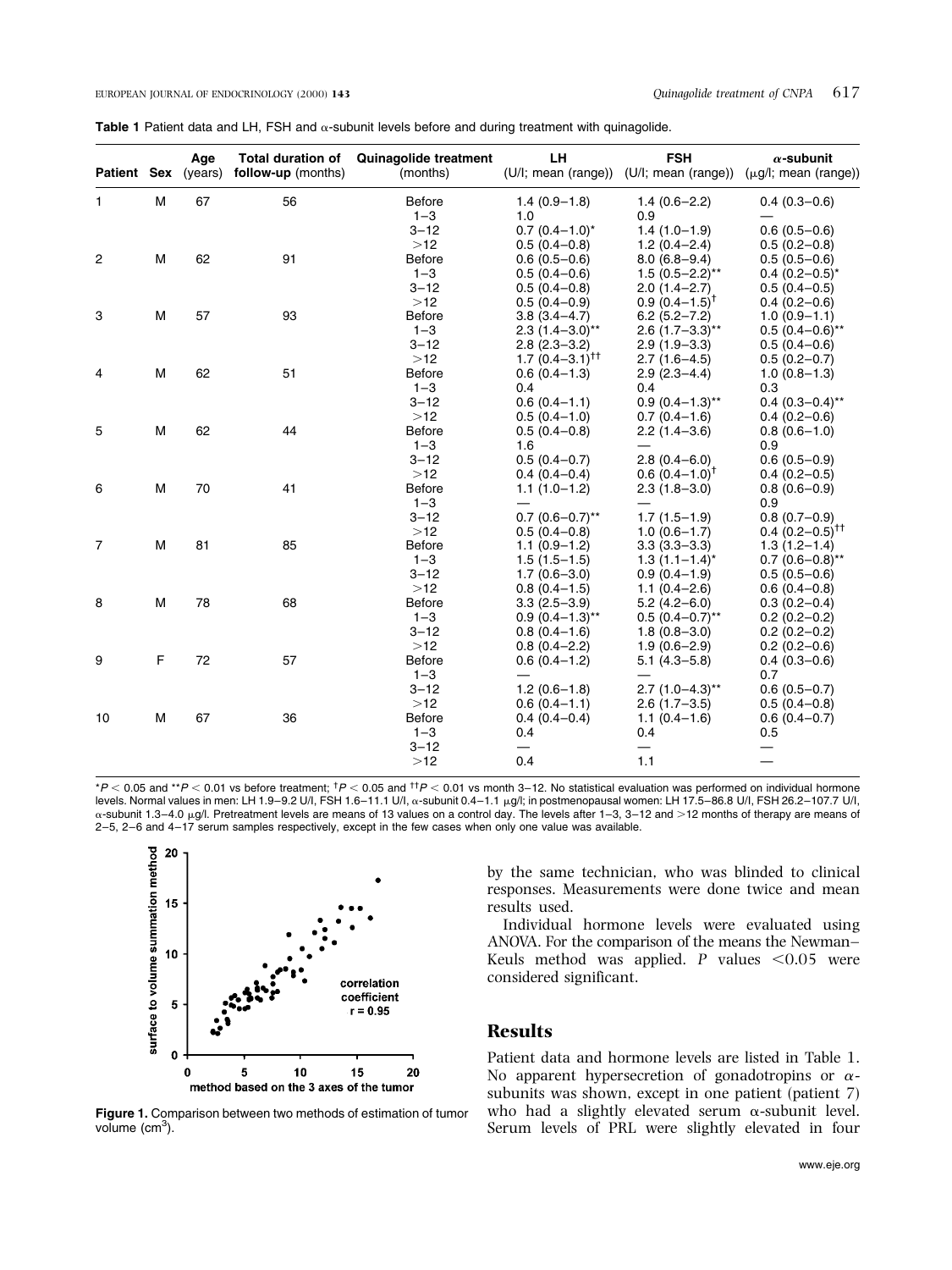**Table 1** Patient data and LH, FSH and α-subunit levels before and during treatment with quinagolide.

| Patient | Sex | Age (years) | Total duration of follow-up (months) | Quinagolide treatment (months) | LH (U/l; mean (range)) | FSH (U/l; mean (range)) | α-subunit (μg/l; mean (range)) |
|---|---|---|---|---|---|---|---|
| 1 | M | 67 | 56 | Before | 1.4 (0.9–1.8) | 1.4 (0.6–2.2) | 0.4 (0.3–0.6) |
| | | | | 1–3 | 1.0 | 0.9 | — |
| | | | | 3–12 | 0.7 (0.4–1.0)* | 1.4 (1.0–1.9) | 0.6 (0.5–0.6) |
| | | | | >12 | 0.5 (0.4–0.8) | 1.2 (0.4–2.4) | 0.5 (0.2–0.8) |
| 2 | M | 62 | 91 | Before | 0.6 (0.5–0.6) | 8.0 (6.8–9.4) | 0.5 (0.5–0.6) |
| | | | | 1–3 | 0.5 (0.4–0.6) | 1.5 (0.5–2.2)** | 0.4 (0.2–0.5)* |
| | | | | 3–12 | 0.5 (0.4–0.8) | 2.0 (1.4–2.7) | 0.5 (0.4–0.5) |
| | | | | >12 | 0.5 (0.4–0.9) | 0.9 (0.4–1.5)† | 0.4 (0.2–0.6) |
| 3 | M | 57 | 93 | Before | 3.8 (3.4–4.7) | 6.2 (5.2–7.2) | 1.0 (0.9–1.1) |
| | | | | 1–3 | 2.3 (1.4–3.0)** | 2.6 (1.7–3.3)** | 0.5 (0.4–0.6)** |
| | | | | 3–12 | 2.8 (2.3–3.2) | 2.9 (1.9–3.3) | 0.5 (0.4–0.6) |
| | | | | >12 | 1.7 (0.4–3.1)†† | 2.7 (1.6–4.5) | 0.5 (0.2–0.7) |
| 4 | M | 62 | 51 | Before | 0.6 (0.4–1.3) | 2.9 (2.3–4.4) | 1.0 (0.8–1.3) |
| | | | | 1–3 | 0.4 | 0.4 | 0.3 |
| | | | | 3–12 | 0.6 (0.4–1.1) | 0.9 (0.4–1.3)** | 0.4 (0.3–0.4)** |
| | | | | >12 | 0.5 (0.4–1.0) | 0.7 (0.4–1.6) | 0.4 (0.2–0.6) |
| 5 | M | 62 | 44 | Before | 0.5 (0.4–0.8) | 2.2 (1.4–3.6) | 0.8 (0.6–1.0) |
| | | | | 1–3 | 1.6 | — | 0.9 |
| | | | | 3–12 | 0.5 (0.4–0.7) | 2.8 (0.4–6.0) | 0.6 (0.5–0.9) |
| | | | | >12 | 0.4 (0.4–0.4) | 0.6 (0.4–1.0)† | 0.4 (0.2–0.5) |
| 6 | M | 70 | 41 | Before | 1.1 (1.0–1.2) | 2.3 (1.8–3.0) | 0.8 (0.6–0.9) |
| | | | | 1–3 | — | — | 0.9 |
| | | | | 3–12 | 0.7 (0.6–0.7)** | 1.7 (1.5–1.9) | 0.8 (0.7–0.9) |
| | | | | >12 | 0.5 (0.4–0.8) | 1.0 (0.6–1.7) | 0.4 (0.2–0.5)†† |
| 7 | M | 81 | 85 | Before | 1.1 (0.9–1.2) | 3.3 (3.3–3.3) | 1.3 (1.2–1.4) |
| | | | | 1–3 | 1.5 (1.5–1.5) | 1.3 (1.1–1.4)* | 0.7 (0.6–0.8)** |
| | | | | 3–12 | 1.7 (0.6–3.0) | 0.9 (0.4–1.9) | 0.5 (0.5–0.6) |
| | | | | >12 | 0.8 (0.4–1.5) | 1.1 (0.4–2.6) | 0.6 (0.4–0.8) |
| 8 | M | 78 | 68 | Before | 3.3 (2.5–3.9) | 5.2 (4.2–6.0) | 0.3 (0.2–0.4) |
| | | | | 1–3 | 0.9 (0.4–1.3)** | 0.5 (0.4–0.7)** | 0.2 (0.2–0.2) |
| | | | | 3–12 | 0.8 (0.4–1.6) | 1.8 (0.8–3.0) | 0.2 (0.2–0.2) |
| | | | | >12 | 0.8 (0.4–2.2) | 1.9 (0.6–2.9) | 0.2 (0.2–0.6) |
| 9 | F | 72 | 57 | Before | 0.6 (0.4–1.2) | 5.1 (4.3–5.8) | 0.4 (0.3–0.6) |
| | | | | 1–3 | — | — | 0.7 |
| | | | | 3–12 | 1.2 (0.6–1.8) | 2.7 (1.0–4.3)** | 0.6 (0.5–0.7) |
| | | | | >12 | 0.6 (0.4–1.1) | 2.6 (1.7–3.5) | 0.5 (0.4–0.8) |
| 10 | M | 67 | 36 | Before | 0.4 (0.4–0.4) | 1.1 (0.4–1.6) | 0.6 (0.4–0.7) |
| | | | | 1–3 | 0.4 | 0.4 | 0.5 |
| | | | | 3–12 | — | — | — |
| | | | | >12 | 0.4 | 1.1 | — |

*$P < 0.05$ and **$P < 0.01$ vs before treatment; †$P < 0.05$ and ††$P < 0.01$ vs month 3–12. No statistical evaluation was performed on individual hormone levels. Normal values in men: LH 1.9–9.2 U/l, FSH 1.6–11.1 U/l, α-subunit 0.4–1.1 μg/l; in postmenopausal women: LH 17.5–86.8 U/l, FSH 26.2–107.7 U/l, α-subunit 1.3–4.0 μg/l. Pretreatment levels are means of 13 values on a control day. The levels after 1–3, 3–12 and >12 months of therapy are means of 2–5, 2–6 and 4–17 serum samples respectively, except in the few cases when only one value was available.

**Figure 1.** Comparison between two methods of estimation of tumor volume ($cm^3$).

by the same technician, who was blinded to clinical responses. Measurements were done twice and mean results used.

Individual hormone levels were evaluated using ANOVA. For the comparison of the means the Newman–Keuls method was applied. $P$ values $<0.05$ were considered significant.

## Results

Patient data and hormone levels are listed in Table 1. No apparent hypersecretion of gonadotropins or α-subunits was shown, except in one patient (patient 7) who had a slightly elevated serum α-subunit level. Serum levels of PRL were slightly elevated in four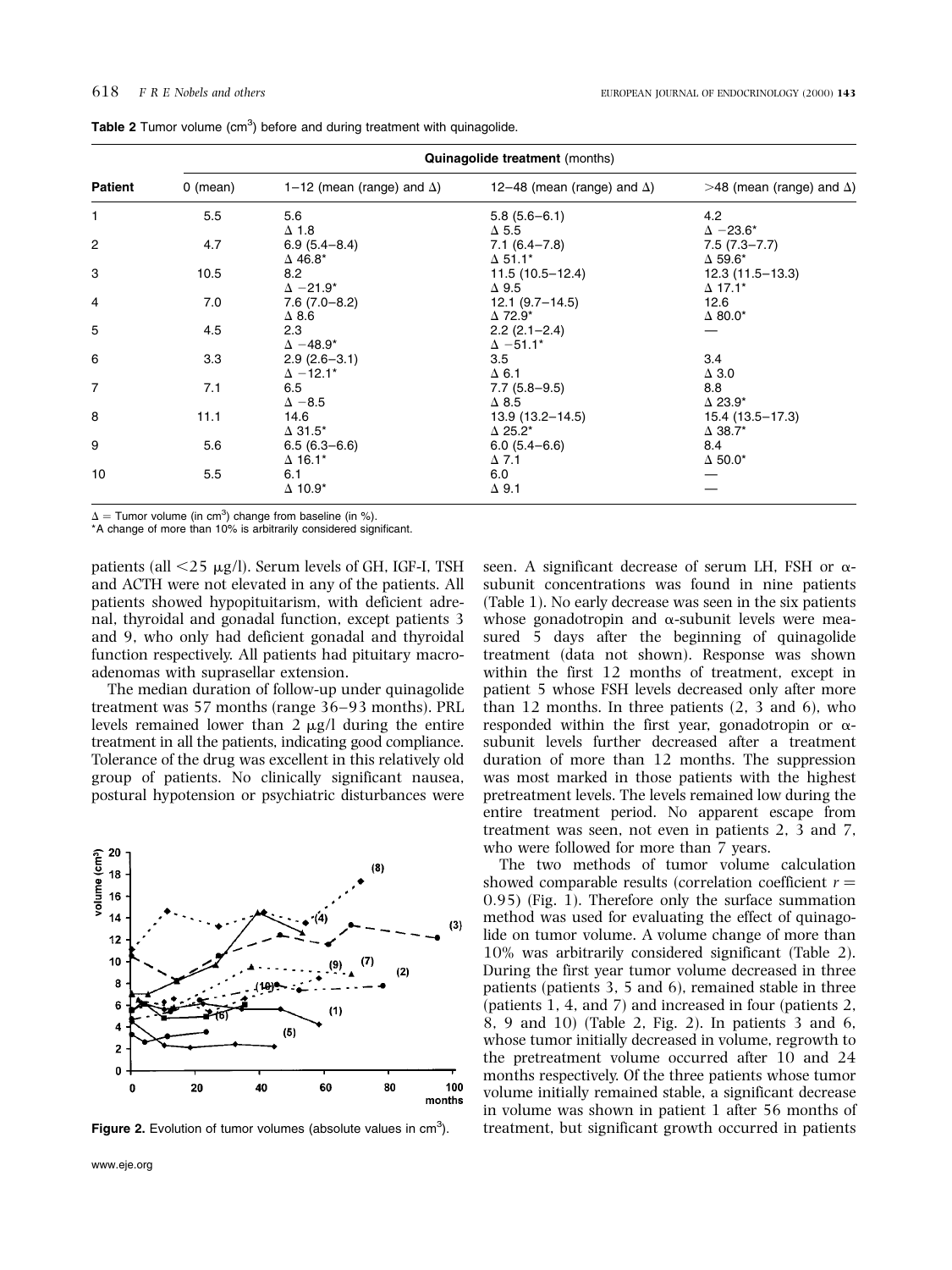**Table 2** Tumor volume ($cm^3$) before and during treatment with quinagolide.

| Patient | Quinagolide treatment (months) | | | |
|---|---|---|---|---|
| | 0 (mean) | 1–12 (mean (range) and Δ) | 12–48 (mean (range) and Δ) | >48 (mean (range) and Δ) |
| 1 | 5.5 | 5.6<br>Δ 1.8 | 5.8 (5.6–6.1)<br>Δ 5.5 | 4.2<br>Δ −23.6* |
| 2 | 4.7 | 6.9 (5.4–8.4)<br>Δ 46.8* | 7.1 (6.4–7.8)<br>Δ 51.1* | 7.5 (7.3–7.7)<br>Δ 59.6* |
| 3 | 10.5 | 8.2<br>Δ −21.9* | 11.5 (10.5–12.4)<br>Δ 9.5 | 12.3 (11.5–13.3)<br>Δ 17.1* |
| 4 | 7.0 | 7.6 (7.0–8.2)<br>Δ 8.6 | 12.1 (9.7–14.5)<br>Δ 72.9* | 12.6<br>Δ 80.0* |
| 5 | 4.5 | 2.3<br>Δ −48.9* | 2.2 (2.1–2.4)<br>Δ −51.1* | — |
| 6 | 3.3 | 2.9 (2.6–3.1)<br>Δ −12.1* | 3.5<br>Δ 6.1 | 3.4<br>Δ 3.0 |
| 7 | 7.1 | 6.5<br>Δ −8.5 | 7.7 (5.8–9.5)<br>Δ 8.5 | 8.8<br>Δ 23.9* |
| 8 | 11.1 | 14.6<br>Δ 31.5* | 13.9 (13.2–14.5)<br>Δ 25.2* | 15.4 (13.5–17.3)<br>Δ 38.7* |
| 9 | 5.6 | 6.5 (6.3–6.6)<br>Δ 16.1* | 6.0 (5.4–6.6)<br>Δ 7.1 | 8.4<br>Δ 50.0* |
| 10 | 5.5 | 6.1<br>Δ 10.9* | 6.0<br>Δ 9.1 | —<br>— |

Δ = Tumor volume (in $cm^3$) change from baseline (in %).
*A change of more than 10% is arbitrarily considered significant.

patients (all <25 μg/l). Serum levels of GH, IGF-I, TSH and ACTH were not elevated in any of the patients. All patients showed hypopituitarism, with deficient adrenal, thyroidal and gonadal function, except patients 3 and 9, who only had deficient gonadal and thyroidal function respectively. All patients had pituitary macroadenomas with suprasellar extension.

The median duration of follow-up under quinagolide treatment was 57 months (range 36–93 months). PRL levels remained lower than 2 μg/l during the entire treatment in all the patients, indicating good compliance. Tolerance of the drug was excellent in this relatively old group of patients. No clinically significant nausea, postural hypotension or psychiatric disturbances were seen. A significant decrease of serum LH, FSH or α-subunit concentrations was found in nine patients (Table 1). No early decrease was seen in the six patients whose gonadotropin and α-subunit levels were measured 5 days after the beginning of quinagolide treatment (data not shown). Response was shown within the first 12 months of treatment, except in patient 5 whose FSH levels decreased only after more than 12 months. In three patients (2, 3 and 6), who responded within the first year, gonadotropin or α-subunit levels further decreased after a treatment duration of more than 12 months. The suppression was most marked in those patients with the highest pretreatment levels. The levels remained low during the entire treatment period. No apparent escape from treatment was seen, not even in patients 2, 3 and 7, who were followed for more than 7 years.

**Figure 2.** Evolution of tumor volumes (absolute values in $cm^3$).

The two methods of tumor volume calculation showed comparable results (correlation coefficient $r = 0.95$) (Fig. 1). Therefore only the surface summation method was used for evaluating the effect of quinagolide on tumor volume. A volume change of more than 10% was arbitrarily considered significant (Table 2). During the first year tumor volume decreased in three patients (patients 3, 5 and 6), remained stable in three (patients 1, 4, and 7) and increased in four (patients 2, 8, 9 and 10) (Table 2, Fig. 2). In patients 3 and 6, whose tumor initially decreased in volume, regrowth to the pretreatment volume occurred after 10 and 24 months respectively. Of the three patients whose tumor volume initially remained stable, a significant decrease in volume was shown in patient 1 after 56 months of treatment, but significant growth occurred in patients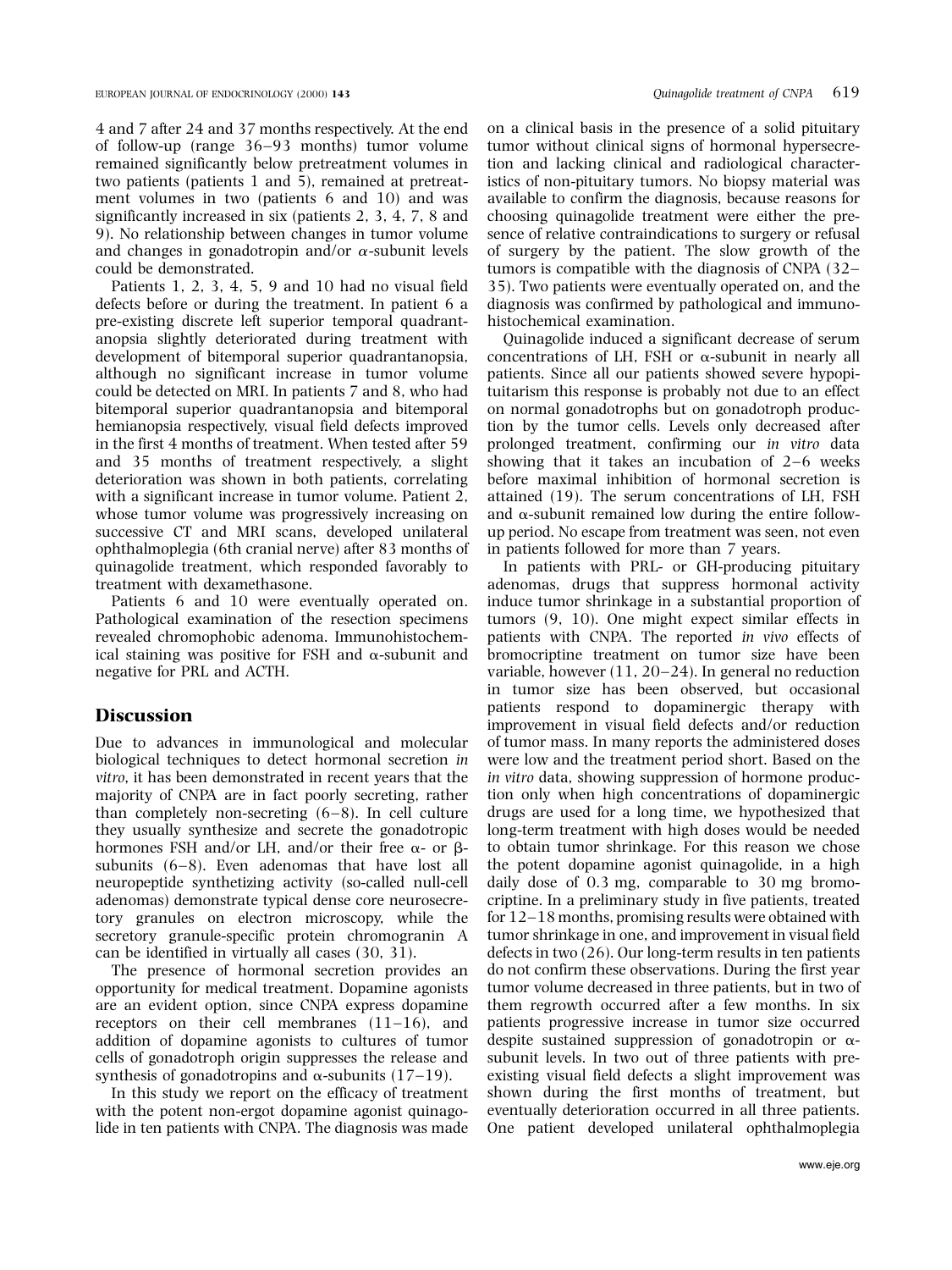4 and 7 after 24 and 37 months respectively. At the end of follow-up (range 36–93 months) tumor volume remained significantly below pretreatment volumes in two patients (patients 1 and 5), remained at pretreatment volumes in two (patients 6 and 10) and was significantly increased in six (patients 2, 3, 4, 7, 8 and 9). No relationship between changes in tumor volume and changes in gonadotropin and/or $\alpha$-subunit levels could be demonstrated.

Patients 1, 2, 3, 4, 5, 9 and 10 had no visual field defects before or during the treatment. In patient 6 a pre-existing discrete left superior temporal quadrantanopsia slightly deteriorated during treatment with development of bitemporal superior quadrantanopsia, although no significant increase in tumor volume could be detected on MRI. In patients 7 and 8, who had bitemporal superior quadrantanopsia and bitemporal hemianopsia respectively, visual field defects improved in the first 4 months of treatment. When tested after 59 and 35 months of treatment respectively, a slight deterioration was shown in both patients, correlating with a significant increase in tumor volume. Patient 2, whose tumor volume was progressively increasing on successive CT and MRI scans, developed unilateral ophthalmoplegia (6th cranial nerve) after 83 months of quinagolide treatment, which responded favorably to treatment with dexamethasone.

Patients 6 and 10 were eventually operated on. Pathological examination of the resection specimens revealed chromophobic adenoma. Immunohistochemical staining was positive for FSH and $\alpha$-subunit and negative for PRL and ACTH.

## Discussion

Due to advances in immunological and molecular biological techniques to detect hormonal secretion *in vitro*, it has been demonstrated in recent years that the majority of CNPA are in fact poorly secreting, rather than completely non-secreting (6–8). In cell culture they usually synthesize and secrete the gonadotropic hormones FSH and/or LH, and/or their free $\alpha$- or $\beta$-subunits (6–8). Even adenomas that have lost all neuropeptide synthetizing activity (so-called null-cell adenomas) demonstrate typical dense core neurosecretory granules on electron microscopy, while the secretory granule-specific protein chromogranin A can be identified in virtually all cases (30, 31).

The presence of hormonal secretion provides an opportunity for medical treatment. Dopamine agonists are an evident option, since CNPA express dopamine receptors on their cell membranes (11–16), and addition of dopamine agonists to cultures of tumor cells of gonadotroph origin suppresses the release and synthesis of gonadotropins and $\alpha$-subunits (17–19).

In this study we report on the efficacy of treatment with the potent non-ergot dopamine agonist quinagolide in ten patients with CNPA. The diagnosis was made on a clinical basis in the presence of a solid pituitary tumor without clinical signs of hormonal hypersecretion and lacking clinical and radiological characteristics of non-pituitary tumors. No biopsy material was available to confirm the diagnosis, because reasons for choosing quinagolide treatment were either the presence of relative contraindications to surgery or refusal of surgery by the patient. The slow growth of the tumors is compatible with the diagnosis of CNPA (32–35). Two patients were eventually operated on, and the diagnosis was confirmed by pathological and immunohistochemical examination.

Quinagolide induced a significant decrease of serum concentrations of LH, FSH or $\alpha$-subunit in nearly all patients. Since all our patients showed severe hypopituitarism this response is probably not due to an effect on normal gonadotrophs but on gonadotroph production by the tumor cells. Levels only decreased after prolonged treatment, confirming our *in vitro* data showing that it takes an incubation of 2–6 weeks before maximal inhibition of hormonal secretion is attained (19). The serum concentrations of LH, FSH and $\alpha$-subunit remained low during the entire follow-up period. No escape from treatment was seen, not even in patients followed for more than 7 years.

In patients with PRL- or GH-producing pituitary adenomas, drugs that suppress hormonal activity induce tumor shrinkage in a substantial proportion of tumors (9, 10). One might expect similar effects in patients with CNPA. The reported *in vivo* effects of bromocriptine treatment on tumor size have been variable, however (11, 20–24). In general no reduction in tumor size has been observed, but occasional patients respond to dopaminergic therapy with improvement in visual field defects and/or reduction of tumor mass. In many reports the administered doses were low and the treatment period short. Based on the *in vitro* data, showing suppression of hormone production only when high concentrations of dopaminergic drugs are used for a long time, we hypothesized that long-term treatment with high doses would be needed to obtain tumor shrinkage. For this reason we chose the potent dopamine agonist quinagolide, in a high daily dose of 0.3 mg, comparable to 30 mg bromocriptine. In a preliminary study in five patients, treated for 12–18 months, promising results were obtained with tumor shrinkage in one, and improvement in visual field defects in two (26). Our long-term results in ten patients do not confirm these observations. During the first year tumor volume decreased in three patients, but in two of them regrowth occurred after a few months. In six patients progressive increase in tumor size occurred despite sustained suppression of gonadotropin or $\alpha$-subunit levels. In two out of three patients with pre-existing visual field defects a slight improvement was shown during the first months of treatment, but eventually deterioration occurred in all three patients. One patient developed unilateral ophthalmoplegia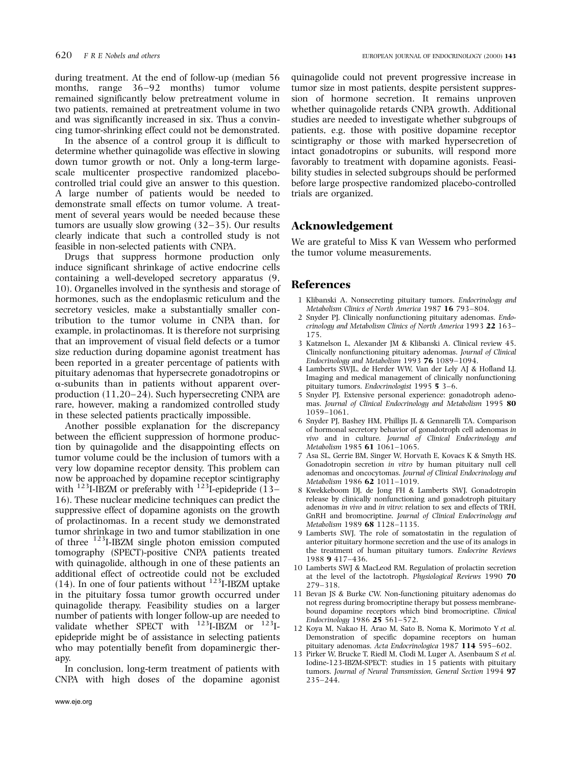during treatment. At the end of follow-up (median 56 months, range 36–92 months) tumor volume remained significantly below pretreatment volume in two patients, remained at pretreatment volume in two and was significantly increased in six. Thus a convincing tumor-shrinking effect could not be demonstrated.

In the absence of a control group it is difficult to determine whether quinagolide was effective in slowing down tumor growth or not. Only a long-term large-scale multicenter prospective randomized placebo-controlled trial could give an answer to this question. A large number of patients would be needed to demonstrate small effects on tumor volume. A treatment of several years would be needed because these tumors are usually slow growing (32–35). Our results clearly indicate that such a controlled study is not feasible in non-selected patients with CNPA.

Drugs that suppress hormone production only induce significant shrinkage of active endocrine cells containing a well-developed secretory apparatus (9, 10). Organelles involved in the synthesis and storage of hormones, such as the endoplasmic reticulum and the secretory vesicles, make a substantially smaller contribution to the tumor volume in CNPA than, for example, in prolactinomas. It is therefore not surprising that an improvement of visual field defects or a tumor size reduction during dopamine agonist treatment has been reported in a greater percentage of patients with pituitary adenomas that hypersecrete gonadotropins or $\alpha$-subunits than in patients without apparent overproduction (11,20–24). Such hypersecreting CNPA are rare, however, making a randomized controlled study in these selected patients practically impossible.

Another possible explanation for the discrepancy between the efficient suppression of hormone production by quinagolide and the disappointing effects on tumor volume could be the inclusion of tumors with a very low dopamine receptor density. This problem can now be approached by dopamine receptor scintigraphy with $^{123}$I-IBZM or preferably with $^{123}$I-epidepride (13–16). These nuclear medicine techniques can predict the suppressive effect of dopamine agonists on the growth of prolactinomas. In a recent study we demonstrated tumor shrinkage in two and tumor stabilization in one of three $^{123}$I-IBZM single photon emission computed tomography (SPECT)-positive CNPA patients treated with quinagolide, although in one of these patients an additional effect of octreotide could not be excluded (14). In one of four patients without $^{123}$I-IBZM uptake in the pituitary fossa tumor growth occurred under quinagolide therapy. Feasibility studies on a larger number of patients with longer follow-up are needed to validate whether SPECT with $^{123}$I-IBZM or $^{123}$I-epidepride might be of assistance in selecting patients who may potentially benefit from dopaminergic therapy.

In conclusion, long-term treatment of patients with CNPA with high doses of the dopamine agonist quinagolide could not prevent progressive increase in tumor size in most patients, despite persistent suppression of hormone secretion. It remains unproven whether quinagolide retards CNPA growth. Additional studies are needed to investigate whether subgroups of patients, e.g. those with positive dopamine receptor scintigraphy or those with marked hypersecretion of intact gonadotropins or subunits, will respond more favorably to treatment with dopamine agonists. Feasibility studies in selected subgroups should be performed before large prospective randomized placebo-controlled trials are organized.

## Acknowledgement

We are grateful to Miss K van Wessem who performed the tumor volume measurements.

## References

1 Klibanski A. Nonsecreting pituitary tumors. *Endocrinology and Metabolism Clinics of North America* 1987 **16** 793–804.

2 Snyder PJ. Clinically nonfunctioning pituitary adenomas. *Endocrinology and Metabolism Clinics of North America* 1993 **22** 163–175.

3 Katznelson L, Alexander JM & Klibanski A. Clinical review 45. Clinically nonfunctioning pituitary adenomas. *Journal of Clinical Endocrinology and Metabolism* 1993 **76** 1089–1094.

4 Lamberts SWJL, de Herder WW, Van der Lely AJ & Hofland LJ. Imaging and medical management of clinically nonfunctioning pituitary tumors. *Endocrinologist* 1995 **5** 3–6.

5 Snyder PJ. Extensive personal experience: gonadotroph adenomas. *Journal of Clinical Endocrinology and Metabolism* 1995 **80** 1059–1061.

6 Snyder PJ, Bashey HM, Phillips JL & Gennarelli TA. Comparison of hormonal secretory behavior of gonadotroph cell adenomas *in vivo* and in culture. *Journal of Clinical Endocrinology and Metabolism* 1985 **61** 1061–1065.

7 Asa SL, Gerrie BM, Singer W, Horvath E, Kovacs K & Smyth HS. Gonadotropin secretion *in vitro* by human pituitary null cell adenomas and oncocytomas. *Journal of Clinical Endocrinology and Metabolism* 1986 **62** 1011–1019.

8 Kwekkeboom DJ, de Jong FH & Lamberts SWJ. Gonadotropin release by clinically nonfunctioning and gonadotroph pituitary adenomas *in vivo* and *in vitro*: relation to sex and effects of TRH, GnRH and bromocriptine. *Journal of Clinical Endocrinology and Metabolism* 1989 **68** 1128–1135.

9 Lamberts SWJ. The role of somatostatin in the regulation of anterior pituitary hormone secretion and the use of its analogs in the treatment of human pituitary tumors. *Endocrine Reviews* 1988 **9** 417–436.

10 Lamberts SWJ & MacLeod RM. Regulation of prolactin secretion at the level of the lactotroph. *Physiological Reviews* 1990 **70** 279–318.

11 Bevan JS & Burke CW. Non-functioning pituitary adenomas do not regress during bromocriptine therapy but possess membrane-bound dopamine receptors which bind bromocriptine. *Clinical Endocrinology* 1986 **25** 561–572.

12 Koya M, Nakao H, Arao M, Sato B, Noma K, Morimoto Y *et al.* Demonstration of specific dopamine receptors on human pituitary adenomas. *Acta Endocrinologica* 1987 **114** 595–602.

13 Pirker W, Brucke T, Riedl M, Clodi M, Luger A, Asenbaum S *et al.* Iodine-123-IBZM-SPECT: studies in 15 patients with pituitary tumors. *Journal of Neural Transmission, General Section* 1994 **97** 235–244.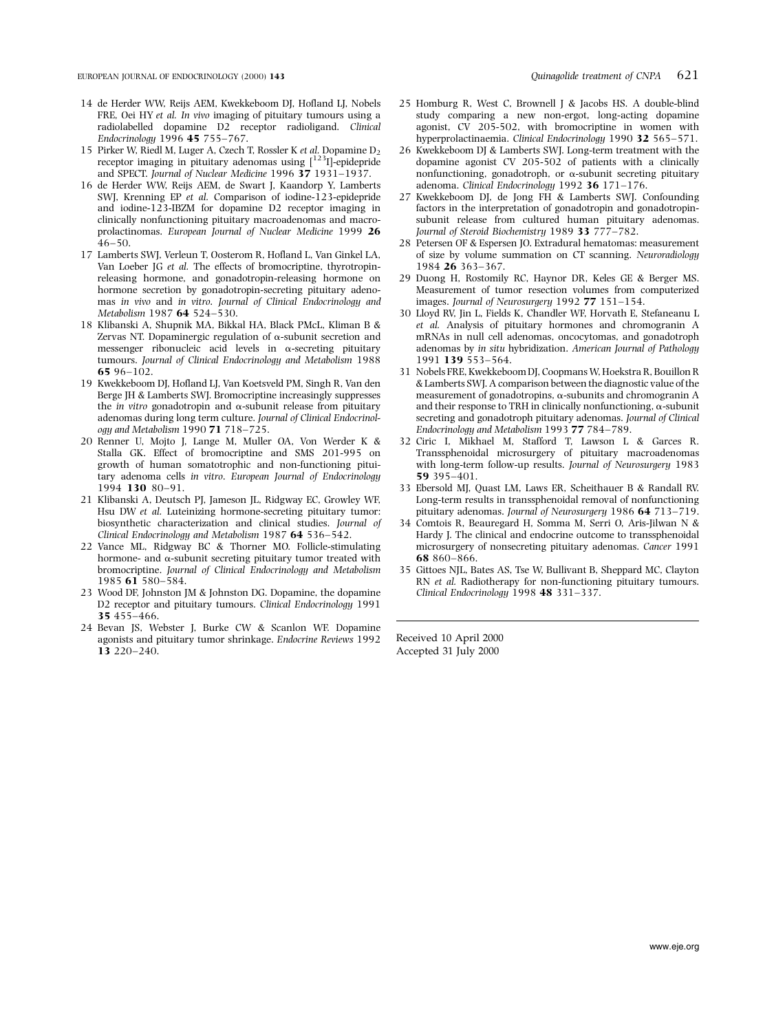14 de Herder WW, Reijs AEM, Kwekkeboom DJ, Hofland LJ, Nobels FRE, Oei HY *et al.* *In vivo* imaging of pituitary tumours using a radiolabelled dopamine D2 receptor radioligand. *Clinical Endocrinology* 1996 **45** 755–767.

15 Pirker W, Riedl M, Luger A, Czech T, Rossler K *et al.* Dopamine $D_2$ receptor imaging in pituitary adenomas using $[^{123}I]$-epidepride and SPECT. *Journal of Nuclear Medicine* 1996 **37** 1931–1937.

16 de Herder WW, Reijs AEM, de Swart J, Kaandorp Y, Lamberts SWJ, Krenning EP *et al.* Comparison of iodine-123-epidepride and iodine-123-IBZM for dopamine D2 receptor imaging in clinically nonfunctioning pituitary macroadenomas and macroprolactinomas. *European Journal of Nuclear Medicine* 1999 **26** 46–50.

17 Lamberts SWJ, Verleun T, Oosterom R, Hofland L, Van Ginkel LA, Van Loeber JG *et al.* The effects of bromocriptine, thyrotropin-releasing hormone, and gonadotropin-releasing hormone on hormone secretion by gonadotropin-secreting pituitary adenomas *in vivo* and *in vitro*. *Journal of Clinical Endocrinology and Metabolism* 1987 **64** 524–530.

18 Klibanski A, Shupnik MA, Bikkal HA, Black PMcL, Kliman B & Zervas NT. Dopaminergic regulation of α-subunit secretion and messenger ribonucleic acid levels in α-secreting pituitary tumours. *Journal of Clinical Endocrinology and Metabolism* 1988 **65** 96–102.

19 Kwekkeboom DJ, Hofland LJ, Van Koetsveld PM, Singh R, Van den Berge JH & Lamberts SWJ. Bromocriptine increasingly suppresses the *in vitro* gonadotropin and α-subunit release from pituitary adenomas during long term culture. *Journal of Clinical Endocrinology and Metabolism* 1990 **71** 718–725.

20 Renner U, Mojto J, Lange M, Muller OA, Von Werder K & Stalla GK. Effect of bromocriptine and SMS 201-995 on growth of human somatotrophic and non-functioning pituitary adenoma cells *in vitro*. *European Journal of Endocrinology* 1994 **130** 80–91.

21 Klibanski A, Deutsch PJ, Jameson JL, Ridgway EC, Growley WF, Hsu DW *et al.* Luteinizing hormone-secreting pituitary tumor: biosynthetic characterization and clinical studies. *Journal of Clinical Endocrinology and Metabolism* 1987 **64** 536–542.

22 Vance ML, Ridgway BC & Thorner MO. Follicle-stimulating hormone- and α-subunit secreting pituitary tumor treated with bromocriptine. *Journal of Clinical Endocrinology and Metabolism* 1985 **61** 580–584.

23 Wood DF, Johnston JM & Johnston DG. Dopamine, the dopamine D2 receptor and pituitary tumours. *Clinical Endocrinology* 1991 **35** 455–466.

24 Bevan JS, Webster J, Burke CW & Scanlon WF. Dopamine agonists and pituitary tumor shrinkage. *Endocrine Reviews* 1992 **13** 220–240.

25 Homburg R, West C, Brownell J & Jacobs HS. A double-blind study comparing a new non-ergot, long-acting dopamine agonist, CV 205-502, with bromocriptine in women with hyperprolactinaemia. *Clinical Endocrinology* 1990 **32** 565–571.

26 Kwekkeboom DJ & Lamberts SWJ. Long-term treatment with the dopamine agonist CV 205-502 of patients with a clinically nonfunctioning, gonadotroph, or α-subunit secreting pituitary adenoma. *Clinical Endocrinology* 1992 **36** 171–176.

27 Kwekkeboom DJ, de Jong FH & Lamberts SWJ. Confounding factors in the interpretation of gonadotropin and gonadotropin-subunit release from cultured human pituitary adenomas. *Journal of Steroid Biochemistry* 1989 **33** 777–782.

28 Petersen OF & Espersen JO. Extradural hematomas: measurement of size by volume summation on CT scanning. *Neuroradiology* 1984 **26** 363–367.

29 Duong H, Rostomily RC, Haynor DR, Keles GE & Berger MS. Measurement of tumor resection volumes from computerized images. *Journal of Neurosurgery* 1992 **77** 151–154.

30 Lloyd RV, Jin L, Fields K, Chandler WF, Horvath E, Stefaneanu L *et al.* Analysis of pituitary hormones and chromogranin A mRNAs in null cell adenomas, oncocytomas, and gonadotroph adenomas by *in situ* hybridization. *American Journal of Pathology* 1991 **139** 553–564.

31 Nobels FRE, Kwekkeboom DJ, Coopmans W, Hoekstra R, Bouillon R & Lamberts SWJ. A comparison between the diagnostic value of the measurement of gonadotropins, α-subunits and chromogranin A and their response to TRH in clinically nonfunctioning, α-subunit secreting and gonadotroph pituitary adenomas. *Journal of Clinical Endocrinology and Metabolism* 1993 **77** 784–789.

32 Ciric I, Mikhael M, Stafford T, Lawson L & Garces R. Transsphenoidal microsurgery of pituitary macroadenomas with long-term follow-up results. *Journal of Neurosurgery* 1983 **59** 395–401.

33 Ebersold MJ, Quast LM, Laws ER, Scheithauer B & Randall RV. Long-term results in transsphenoidal removal of nonfunctioning pituitary adenomas. *Journal of Neurosurgery* 1986 **64** 713–719.

34 Comtois R, Beauregard H, Somma M, Serri O, Aris-Jilwan N & Hardy J. The clinical and endocrine outcome to transsphenoidal microsurgery of nonsecreting pituitary adenomas. *Cancer* 1991 **68** 860–866.

35 Gittoes NJL, Bates AS, Tse W, Bullivant B, Sheppard MC, Clayton RN *et al.* Radiotherapy for non-functioning pituitary tumours. *Clinical Endocrinology* 1998 **48** 331–337.

---

Received 10 April 2000
Accepted 31 July 2000